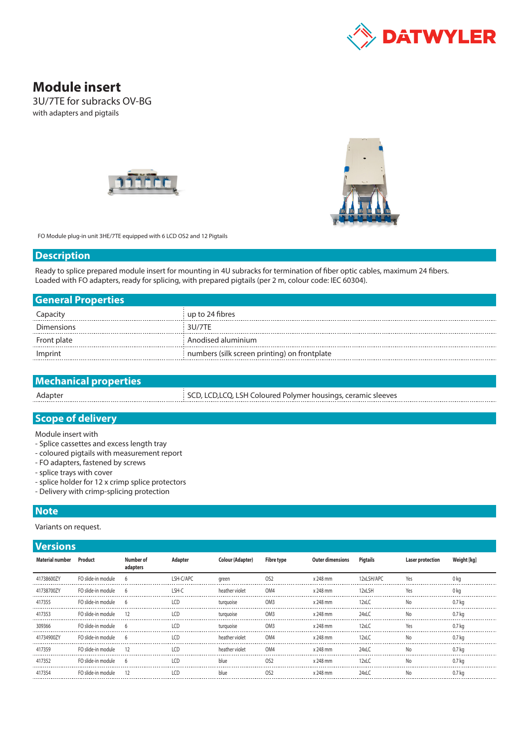# Module insert

3U/7TE for subracks OV-BG

with adapters and pigtails

FO Module plug-in unit 3HE/7TE equipped with 6 LCD OS2 and 12 Pigtails

## Description

Ready to splice prepared module insert for mounting in 4U subracks for termination of fiber optic cables, maximum 24 fibers. Loaded with FO adapters, ready for splicing, with prepared pigtails (per 2 m, colour code: IEC 60304).

## General Properties

| | |
|---|---|
| Capacity | up to 24 fibres |
| Dimensions | 3U/7TE |
| Front plate | Anodised aluminium |
| Imprint | numbers (silk screen printing) on frontplate |

## Mechanical properties

| | |
|---|---|
| Adapter | SCD, LCD,LCQ, LSH Coloured Polymer housings, ceramic sleeves |

## Scope of delivery

Module insert with
- Splice cassettes and excess length tray
- coloured pigtails with measurement report
- FO adapters, fastened by screws
- splice trays with cover
- splice holder for 12 x crimp splice protectors
- Delivery with crimp-splicing protection

## Note

Variants on request.

## Versions

| Material number | Product | Number of adapters | Adapter | Colour (Adapter) | Fibre type | Outer dimensions | Pigtails | Laser protection | Weight [kg] |
|---|---|---|---|---|---|---|---|---|---|
| 41738600ZY | FO slide-in module | 6 | LSH-C/APC | green | OS2 | x 248 mm | 12xLSH/APC | Yes | 0 kg |
| 41738700ZY | FO slide-in module | 6 | LSH-C | heather violet | OM4 | x 248 mm | 12xLSH | Yes | 0 kg |
| 417355 | FO slide-in module | 6 | LCD | turquoise | OM3 | x 248 mm | 12xLC | No | 0.7 kg |
| 417353 | FO slide-in module | 12 | LCD | turquoise | OM3 | x 248 mm | 24xLC | No | 0.7 kg |
| 309366 | FO slide-in module | 6 | LCD | turquoise | OM3 | x 248 mm | 12xLC | Yes | 0.7 kg |
| 41734900ZY | FO slide-in module | 6 | LCD | heather violet | OM4 | x 248 mm | 12xLC | No | 0.7 kg |
| 417359 | FO slide-in module | 12 | LCD | heather violet | OM4 | x 248 mm | 24xLC | No | 0.7 kg |
| 417352 | FO slide-in module | 6 | LCD | blue | OS2 | x 248 mm | 12xLC | No | 0.7 kg |
| 417354 | FO slide-in module | 12 | LCD | blue | OS2 | x 248 mm | 24xLC | No | 0.7 kg |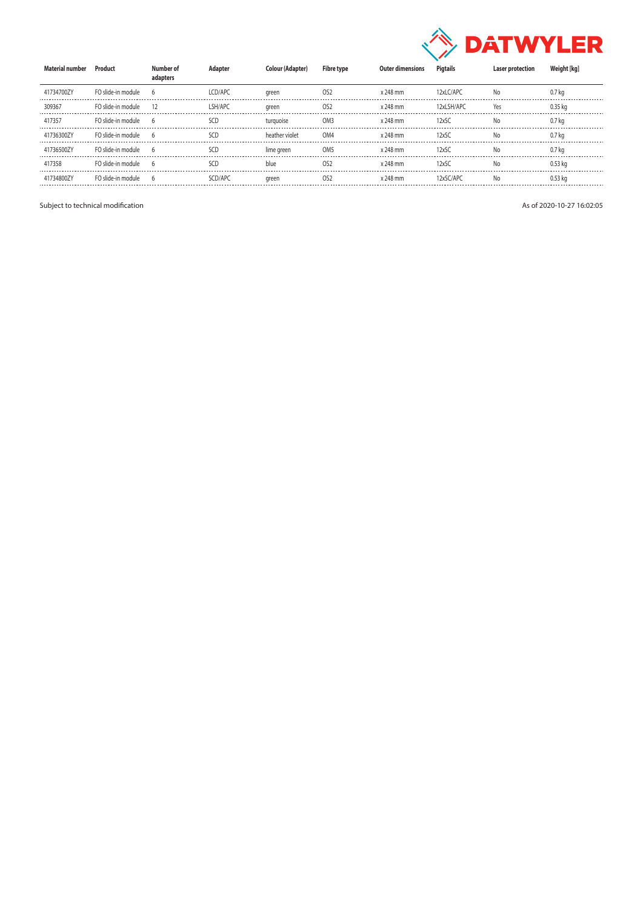| Material number | Product | Number of adapters | Adapter | Colour (Adapter) | Fibre type | Outer dimensions | Pigtails | Laser protection | Weight [kg] |
|---|---|---|---|---|---|---|---|---|---|
| 41734700ZY | FO slide-in module | 6 | LCD/APC | green | OS2 | x 248 mm | 12xLC/APC | No | 0.7 kg |
| 309367 | FO slide-in module | 12 | LSH/APC | green | OS2 | x 248 mm | 12xLSH/APC | Yes | 0.35 kg |
| 417357 | FO slide-in module | 6 | SCD | turquoise | OM3 | x 248 mm | 12xSC | No | 0.7 kg |
| 41736300ZY | FO slide-in module | 6 | SCD | heather violet | OM4 | x 248 mm | 12xSC | No | 0.7 kg |
| 41736500ZY | FO slide-in module | 6 | SCD | lime green | OM5 | x 248 mm | 12xSC | No | 0.7 kg |
| 417358 | FO slide-in module | 6 | SCD | blue | OS2 | x 248 mm | 12xSC | No | 0.53 kg |
| 41734800ZY | FO slide-in module | 6 | SCD/APC | green | OS2 | x 248 mm | 12xSC/APC | No | 0.53 kg |

Subject to technical modification

As of 2020-10-27 16:02:05